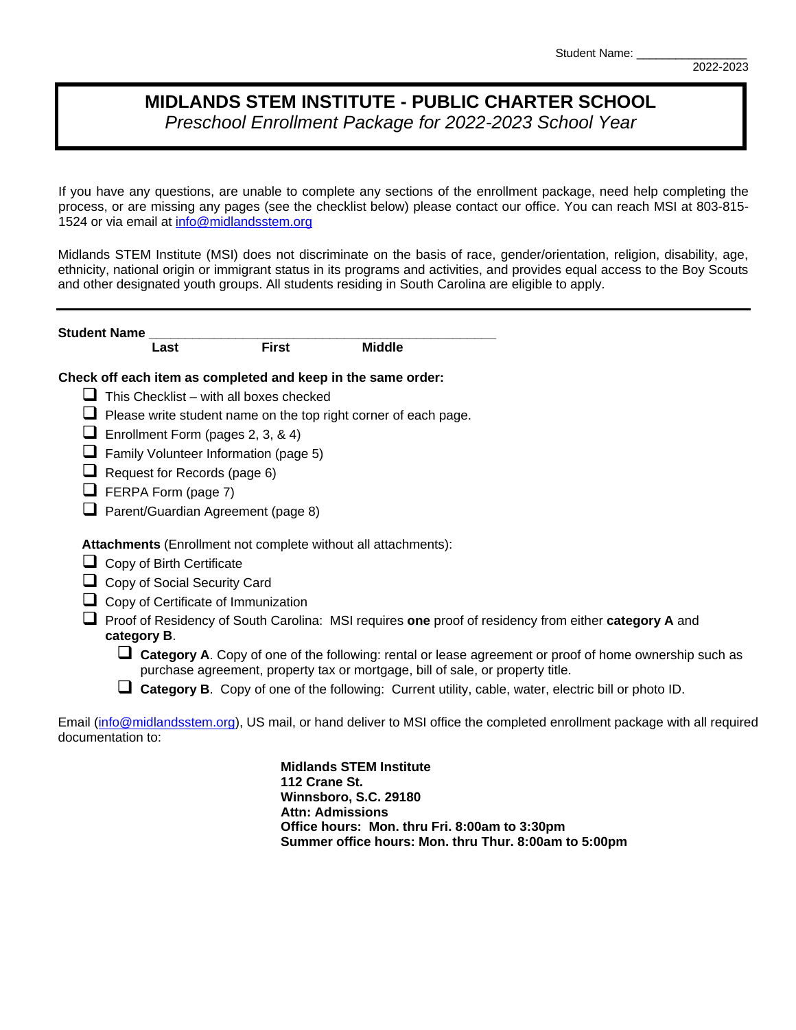Student Name: ________________
2022-2023

# MIDLANDS STEM INSTITUTE - PUBLIC CHARTER SCHOOL

*Preschool Enrollment Package for 2022-2023 School Year*

If you have any questions, are unable to complete any sections of the enrollment package, need help completing the process, or are missing any pages (see the checklist below) please contact our office. You can reach MSI at 803-815-1524 or via email at info@midlandsstem.org

Midlands STEM Institute (MSI) does not discriminate on the basis of race, gender/orientation, religion, disability, age, ethnicity, national origin or immigrant status in its programs and activities, and provides equal access to the Boy Scouts and other designated youth groups. All students residing in South Carolina are eligible to apply.

---

**Student Name** ______________________________________________
**Last** **First** **Middle**

**Check off each item as completed and keep in the same order:**

- ☐ This Checklist – with all boxes checked
- ☐ Please write student name on the top right corner of each page.
- ☐ Enrollment Form (pages 2, 3, & 4)
- ☐ Family Volunteer Information (page 5)
- ☐ Request for Records (page 6)
- ☐ FERPA Form (page 7)
- ☐ Parent/Guardian Agreement (page 8)

**Attachments** (Enrollment not complete without all attachments):

- ☐ Copy of Birth Certificate
- ☐ Copy of Social Security Card
- ☐ Copy of Certificate of Immunization
- ☐ Proof of Residency of South Carolina: MSI requires **one** proof of residency from either **category A** and **category B**.
  - ☐ **Category A**. Copy of one of the following: rental or lease agreement or proof of home ownership such as purchase agreement, property tax or mortgage, bill of sale, or property title.
  - ☐ **Category B**. Copy of one of the following: Current utility, cable, water, electric bill or photo ID.

Email (info@midlandsstem.org), US mail, or hand deliver to MSI office the completed enrollment package with all required documentation to:

**Midlands STEM Institute**
**112 Crane St.**
**Winnsboro, S.C. 29180**
**Attn: Admissions**
**Office hours: Mon. thru Fri. 8:00am to 3:30pm**
**Summer office hours: Mon. thru Thur. 8:00am to 5:00pm**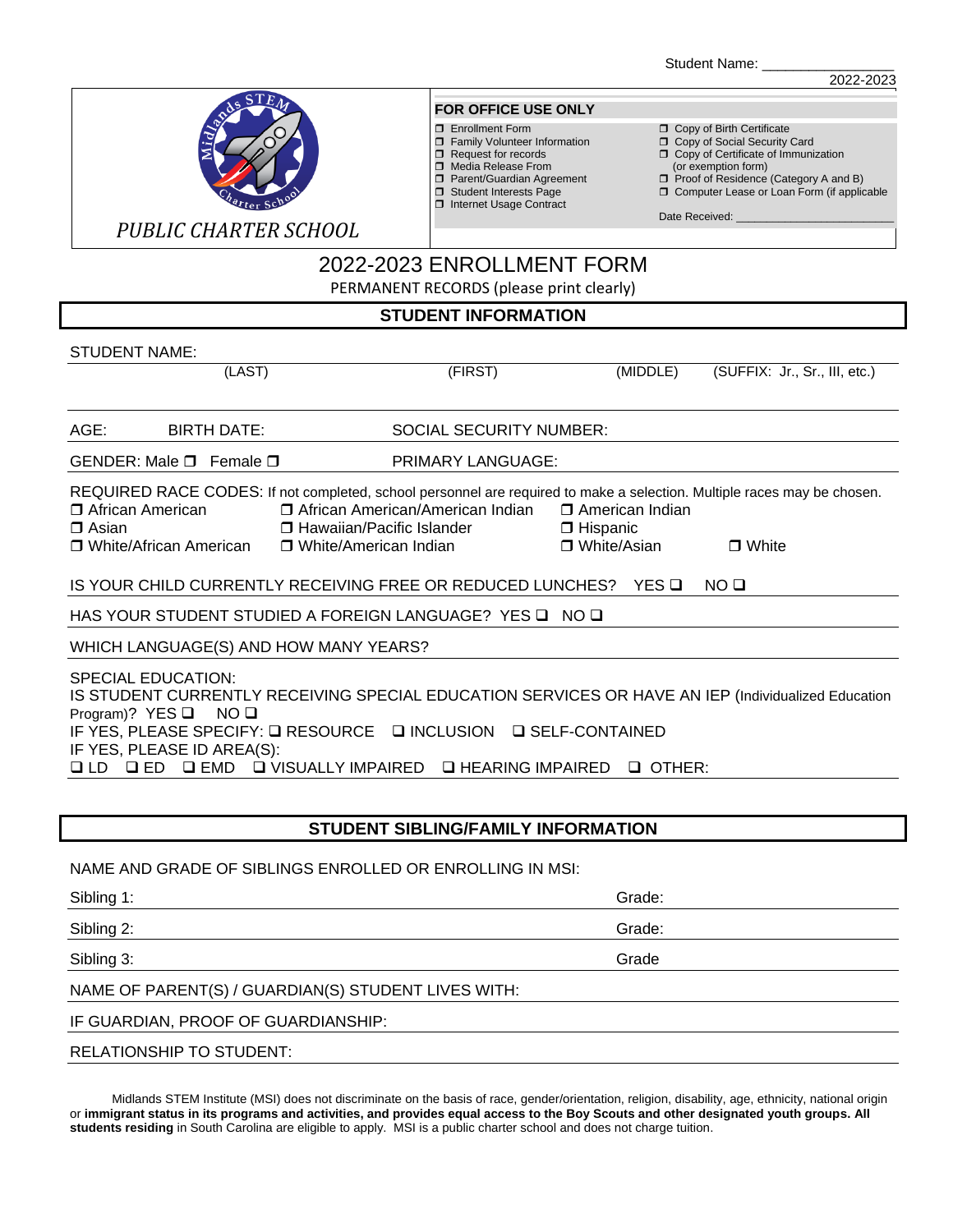Student Name: _________________

2022-2023

PUBLIC CHARTER SCHOOL

**FOR OFFICE USE ONLY**

- ❒ Enrollment Form
- ❒ Family Volunteer Information
- ❒ Request for records
- ❒ Media Release From
- ❒ Parent/Guardian Agreement
- ❒ Student Interests Page
- ❒ Internet Usage Contract
- ❒ Copy of Birth Certificate
- ❒ Copy of Social Security Card
- ❒ Copy of Certificate of Immunization (or exemption form)
- ❒ Proof of Residence (Category A and B)
- ❒ Computer Lease or Loan Form (if applicable

Date Received: ________________________

# 2022-2023 ENROLLMENT FORM

PERMANENT RECORDS (please print clearly)

## STUDENT INFORMATION

STUDENT NAME:

(LAST) (FIRST) (MIDDLE) (SUFFIX: Jr., Sr., III, etc.)

AGE: BIRTH DATE: SOCIAL SECURITY NUMBER:

GENDER: Male ❒ Female ❒ PRIMARY LANGUAGE:

REQUIRED RACE CODES: If not completed, school personnel are required to make a selection. Multiple races may be chosen.

❒ African American ❒ African American/American Indian ❒ American Indian
❒ Asian ❒ Hawaiian/Pacific Islander ❒ Hispanic
❒ White/African American ❒ White/American Indian ❒ White/Asian ❒ White

IS YOUR CHILD CURRENTLY RECEIVING FREE OR REDUCED LUNCHES? YES ❑ NO ❑

HAS YOUR STUDENT STUDIED A FOREIGN LANGUAGE? YES ❑ NO ❑

WHICH LANGUAGE(S) AND HOW MANY YEARS?

SPECIAL EDUCATION:
IS STUDENT CURRENTLY RECEIVING SPECIAL EDUCATION SERVICES OR HAVE AN IEP (Individualized Education Program)? YES ❑ NO ❑
IF YES, PLEASE SPECIFY: ❑ RESOURCE ❑ INCLUSION ❑ SELF-CONTAINED
IF YES, PLEASE ID AREA(S):
❑ LD ❑ ED ❑ EMD ❑ VISUALLY IMPAIRED ❑ HEARING IMPAIRED ❑ OTHER:

## STUDENT SIBLING/FAMILY INFORMATION

NAME AND GRADE OF SIBLINGS ENROLLED OR ENROLLING IN MSI:

Sibling 1: Grade:

Sibling 2: Grade:

Sibling 3: Grade

NAME OF PARENT(S) / GUARDIAN(S) STUDENT LIVES WITH:

IF GUARDIAN, PROOF OF GUARDIANSHIP:

RELATIONSHIP TO STUDENT:

Midlands STEM Institute (MSI) does not discriminate on the basis of race, gender/orientation, religion, disability, age, ethnicity, national origin or **immigrant status in its programs and activities, and provides equal access to the Boy Scouts and other designated youth groups. All students residing** in South Carolina are eligible to apply. MSI is a public charter school and does not charge tuition.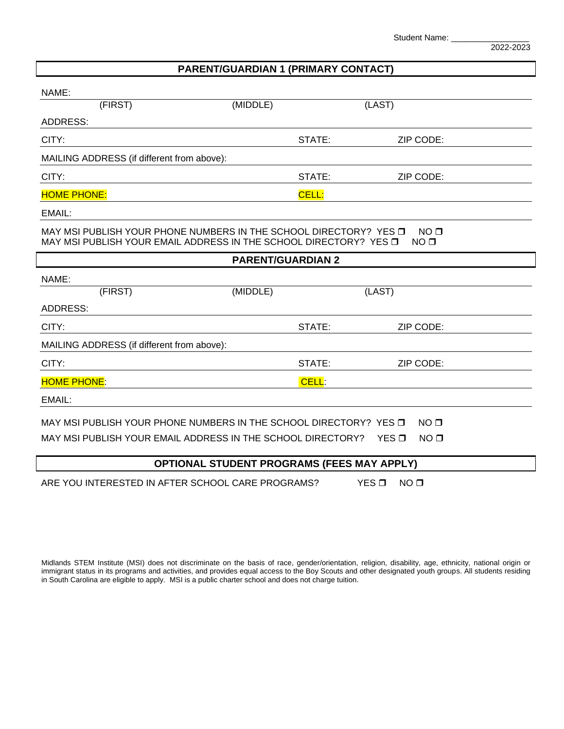Student Name: _________________

2022-2023

## PARENT/GUARDIAN 1 (PRIMARY CONTACT)

NAME:

(FIRST) (MIDDLE) (LAST)

ADDRESS:

CITY: STATE: ZIP CODE:

MAILING ADDRESS (if different from above):

CITY: STATE: ZIP CODE:

HOME PHONE: CELL:

EMAIL:

MAY MSI PUBLISH YOUR PHONE NUMBERS IN THE SCHOOL DIRECTORY? YES ❒ NO ❒
MAY MSI PUBLISH YOUR EMAIL ADDRESS IN THE SCHOOL DIRECTORY? YES ❒ NO ❒

## PARENT/GUARDIAN 2

NAME:

(FIRST) (MIDDLE) (LAST)

ADDRESS:

CITY: STATE: ZIP CODE:

MAILING ADDRESS (if different from above):

CITY: STATE: ZIP CODE:

HOME PHONE: CELL:

EMAIL:

MAY MSI PUBLISH YOUR PHONE NUMBERS IN THE SCHOOL DIRECTORY? YES ❒ NO ❒

MAY MSI PUBLISH YOUR EMAIL ADDRESS IN THE SCHOOL DIRECTORY? YES ❒ NO ❒

## OPTIONAL STUDENT PROGRAMS (FEES MAY APPLY)

ARE YOU INTERESTED IN AFTER SCHOOL CARE PROGRAMS? YES ❒ NO ❒

Midlands STEM Institute (MSI) does not discriminate on the basis of race, gender/orientation, religion, disability, age, ethnicity, national origin or immigrant status in its programs and activities, and provides equal access to the Boy Scouts and other designated youth groups. All students residing in South Carolina are eligible to apply. MSI is a public charter school and does not charge tuition.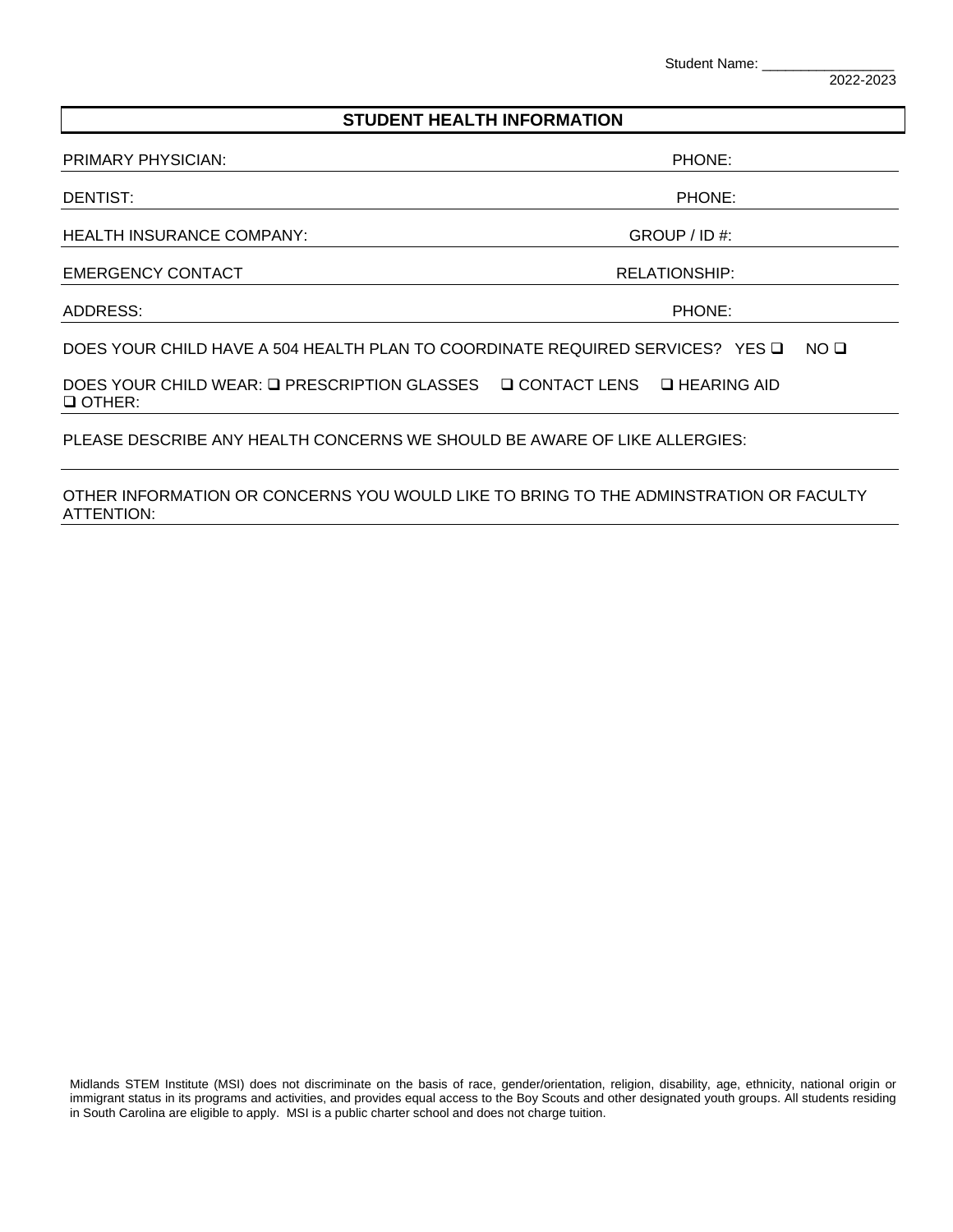Student Name: \_\_\_\_\_\_\_\_\_\_\_\_\_\_\_\_\_

2022-2023

## STUDENT HEALTH INFORMATION

PRIMARY PHYSICIAN: PHONE:

DENTIST: PHONE:

HEALTH INSURANCE COMPANY: GROUP / ID #:

EMERGENCY CONTACT RELATIONSHIP:

ADDRESS: PHONE:

DOES YOUR CHILD HAVE A 504 HEALTH PLAN TO COORDINATE REQUIRED SERVICES? YES ❑ NO ❑

DOES YOUR CHILD WEAR: ❑ PRESCRIPTION GLASSES ❑ CONTACT LENS ❑ HEARING AID ❑ OTHER:

PLEASE DESCRIBE ANY HEALTH CONCERNS WE SHOULD BE AWARE OF LIKE ALLERGIES:

OTHER INFORMATION OR CONCERNS YOU WOULD LIKE TO BRING TO THE ADMINSTRATION OR FACULTY ATTENTION:

Midlands STEM Institute (MSI) does not discriminate on the basis of race, gender/orientation, religion, disability, age, ethnicity, national origin or immigrant status in its programs and activities, and provides equal access to the Boy Scouts and other designated youth groups. All students residing in South Carolina are eligible to apply. MSI is a public charter school and does not charge tuition.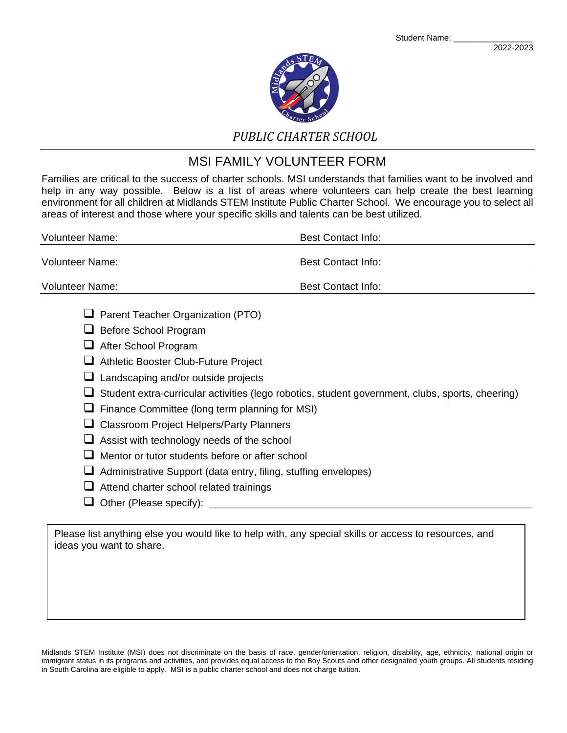Student Name: ________________

2022-2023

*PUBLIC CHARTER SCHOOL*

# MSI FAMILY VOLUNTEER FORM

Families are critical to the success of charter schools. MSI understands that families want to be involved and help in any way possible. Below is a list of areas where volunteers can help create the best learning environment for all children at Midlands STEM Institute Public Charter School. We encourage you to select all areas of interest and those where your specific skills and talents can be best utilized.

Volunteer Name: ____________________ Best Contact Info: ____________________

Volunteer Name: ____________________ Best Contact Info: ____________________

Volunteer Name: ____________________ Best Contact Info: ____________________

- ☐ Parent Teacher Organization (PTO)
- ☐ Before School Program
- ☐ After School Program
- ☐ Athletic Booster Club-Future Project
- ☐ Landscaping and/or outside projects
- ☐ Student extra-curricular activities (lego robotics, student government, clubs, sports, cheering)
- ☐ Finance Committee (long term planning for MSI)
- ☐ Classroom Project Helpers/Party Planners
- ☐ Assist with technology needs of the school
- ☐ Mentor or tutor students before or after school
- ☐ Administrative Support (data entry, filing, stuffing envelopes)
- ☐ Attend charter school related trainings
- ☐ Other (Please specify): ________________________________________________

Please list anything else you would like to help with, any special skills or access to resources, and ideas you want to share.

Midlands STEM Institute (MSI) does not discriminate on the basis of race, gender/orientation, religion, disability, age, ethnicity, national origin or immigrant status in its programs and activities, and provides equal access to the Boy Scouts and other designated youth groups. All students residing in South Carolina are eligible to apply. MSI is a public charter school and does not charge tuition.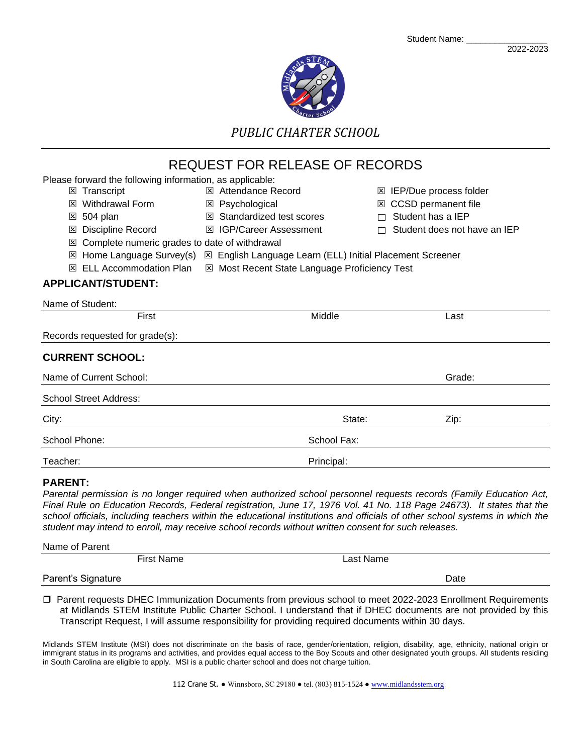Student Name: _________________

2022-2023

*PUBLIC CHARTER SCHOOL*

# REQUEST FOR RELEASE OF RECORDS

Please forward the following information, as applicable:

- ☒ Transcript
- ☒ Withdrawal Form
- ☒ 504 plan
- ☒ Discipline Record
- ☒ Attendance Record
- ☒ Psychological
- ☒ Standardized test scores
- ☒ IGP/Career Assessment
- ☒ IEP/Due process folder
- ☒ CCSD permanent file
- ☐ Student has a IEP
- ☐ Student does not have an IEP
- ☒ Complete numeric grades to date of withdrawal
- ☒ Home Language Survey(s)
- ☒ English Language Learn (ELL) Initial Placement Screener
- ☒ ELL Accommodation Plan
- ☒ Most Recent State Language Proficiency Test

## APPLICANT/STUDENT:

Name of Student: ______________________________________________

First | Middle | Last

Records requested for grade(s): ______________________________________________

## CURRENT SCHOOL:

Name of Current School: ______________________________ Grade: __________

School Street Address: ______________________________________________

City: ______________________ State: __________ Zip: __________

School Phone: ______________________ School Fax: ______________________

Teacher: ______________________ Principal: ______________________

## PARENT:

*Parental permission is no longer required when authorized school personnel requests records (Family Education Act, Final Rule on Education Records, Federal registration, June 17, 1976 Vol. 41 No. 118 Page 24673). It states that the school officials, including teachers within the educational institutions and officials of other school systems in which the student may intend to enroll, may receive school records without written consent for such releases.*

Name of Parent ______________________________________________

First Name | Last Name

Parent's Signature ______________________________ Date __________

❐ Parent requests DHEC Immunization Documents from previous school to meet 2022-2023 Enrollment Requirements at Midlands STEM Institute Public Charter School. I understand that if DHEC documents are not provided by this Transcript Request, I will assume responsibility for providing required documents within 30 days.

Midlands STEM Institute (MSI) does not discriminate on the basis of race, gender/orientation, religion, disability, age, ethnicity, national origin or immigrant status in its programs and activities, and provides equal access to the Boy Scouts and other designated youth groups. All students residing in South Carolina are eligible to apply. MSI is a public charter school and does not charge tuition.

112 Crane St. ● Winnsboro, SC 29180 ● tel. (803) 815-1524 ● www.midlandsstem.org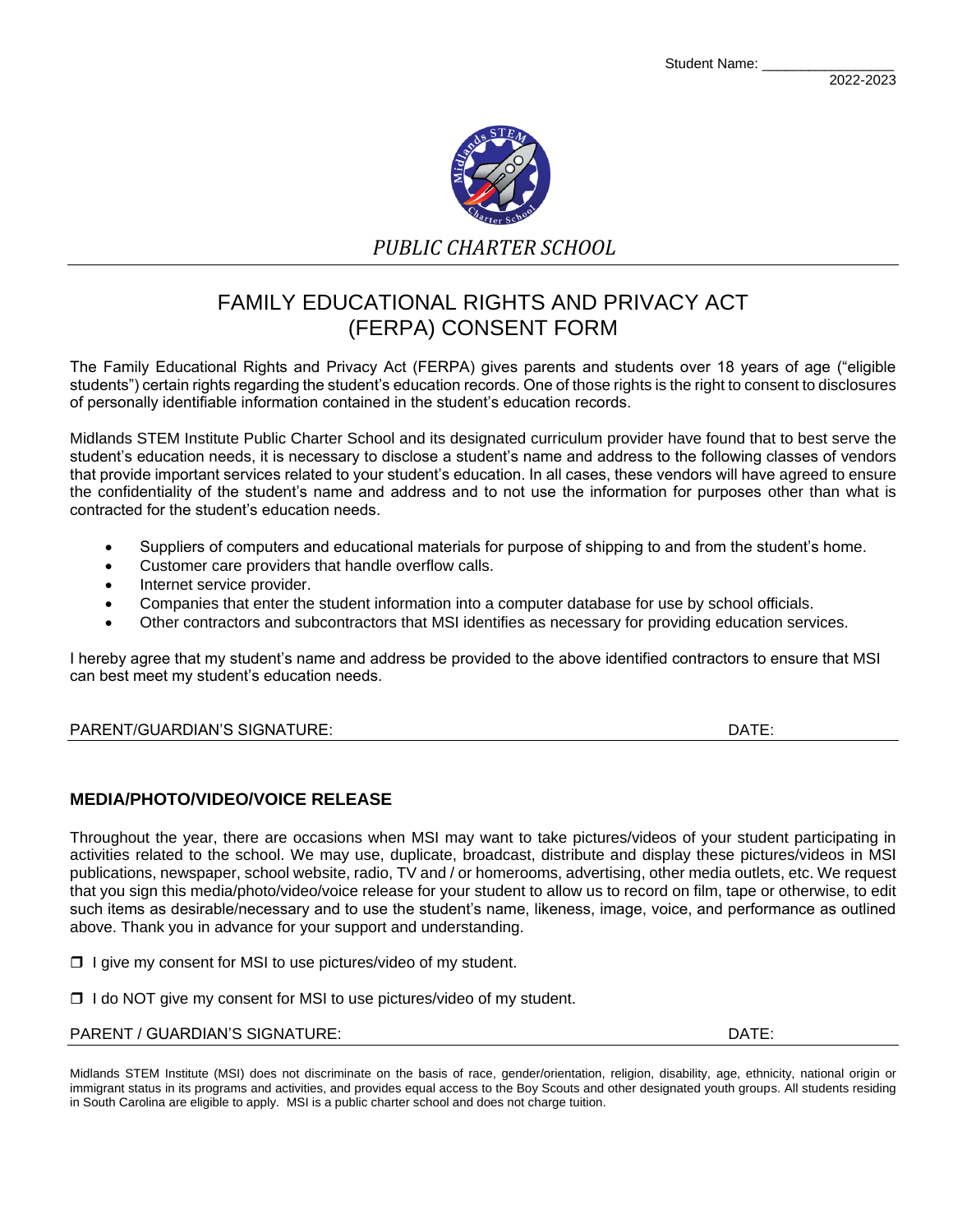Student Name: ________________

2022-2023

*PUBLIC CHARTER SCHOOL*

# FAMILY EDUCATIONAL RIGHTS AND PRIVACY ACT (FERPA) CONSENT FORM

The Family Educational Rights and Privacy Act (FERPA) gives parents and students over 18 years of age ("eligible students") certain rights regarding the student's education records. One of those rights is the right to consent to disclosures of personally identifiable information contained in the student's education records.

Midlands STEM Institute Public Charter School and its designated curriculum provider have found that to best serve the student's education needs, it is necessary to disclose a student's name and address to the following classes of vendors that provide important services related to your student's education. In all cases, these vendors will have agreed to ensure the confidentiality of the student's name and address and to not use the information for purposes other than what is contracted for the student's education needs.

- Suppliers of computers and educational materials for purpose of shipping to and from the student's home.
- Customer care providers that handle overflow calls.
- Internet service provider.
- Companies that enter the student information into a computer database for use by school officials.
- Other contractors and subcontractors that MSI identifies as necessary for providing education services.

I hereby agree that my student's name and address be provided to the above identified contractors to ensure that MSI can best meet my student's education needs.

PARENT/GUARDIAN'S SIGNATURE: DATE:

## MEDIA/PHOTO/VIDEO/VOICE RELEASE

Throughout the year, there are occasions when MSI may want to take pictures/videos of your student participating in activities related to the school. We may use, duplicate, broadcast, distribute and display these pictures/videos in MSI publications, newspaper, school website, radio, TV and / or homerooms, advertising, other media outlets, etc. We request that you sign this media/photo/video/voice release for your student to allow us to record on film, tape or otherwise, to edit such items as desirable/necessary and to use the student's name, likeness, image, voice, and performance as outlined above. Thank you in advance for your support and understanding.

❒ I give my consent for MSI to use pictures/video of my student.

❒ I do NOT give my consent for MSI to use pictures/video of my student.

PARENT / GUARDIAN'S SIGNATURE: DATE:

Midlands STEM Institute (MSI) does not discriminate on the basis of race, gender/orientation, religion, disability, age, ethnicity, national origin or immigrant status in its programs and activities, and provides equal access to the Boy Scouts and other designated youth groups. All students residing in South Carolina are eligible to apply. MSI is a public charter school and does not charge tuition.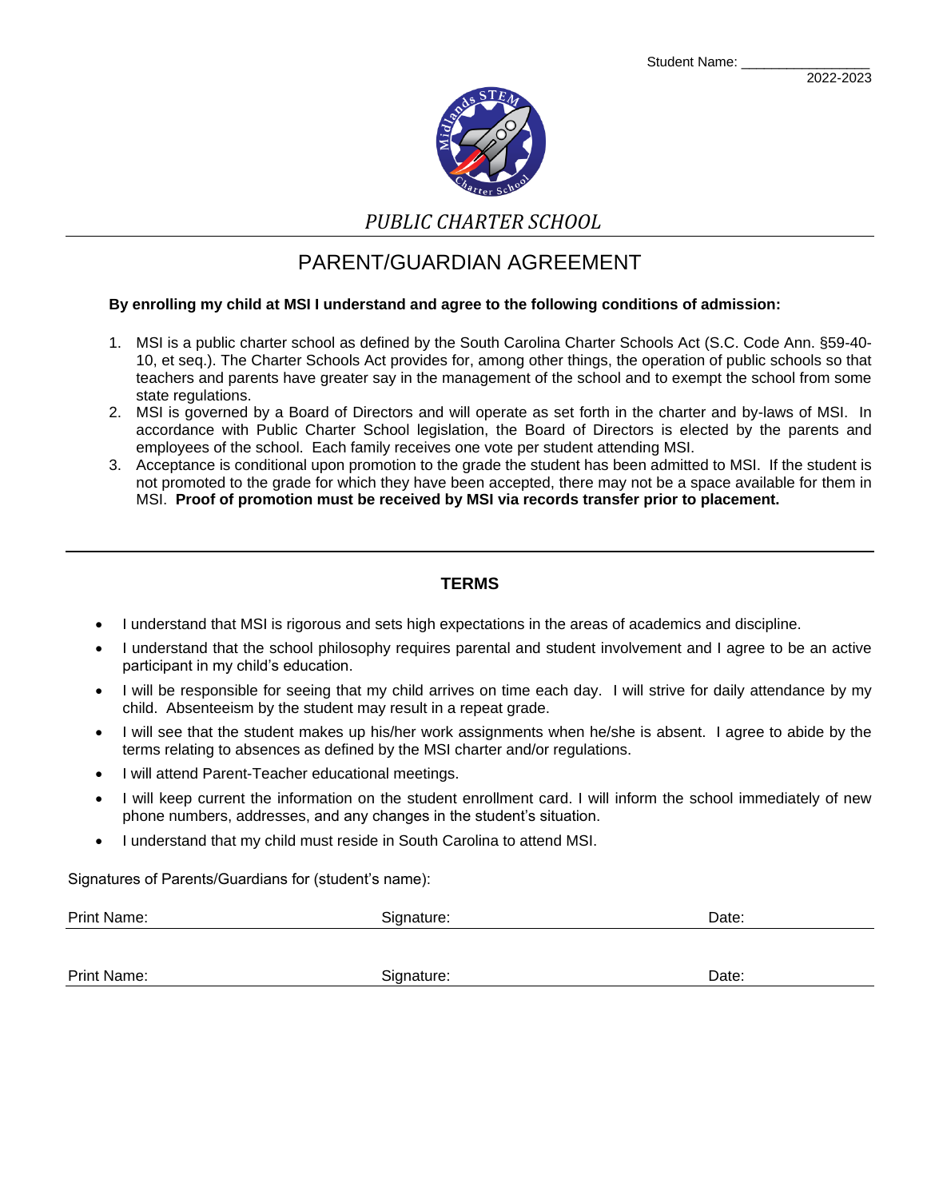Student Name: _________________

2022-2023

*PUBLIC CHARTER SCHOOL*

# PARENT/GUARDIAN AGREEMENT

**By enrolling my child at MSI I understand and agree to the following conditions of admission:**

1. MSI is a public charter school as defined by the South Carolina Charter Schools Act (S.C. Code Ann. §59-40-10, et seq.). The Charter Schools Act provides for, among other things, the operation of public schools so that teachers and parents have greater say in the management of the school and to exempt the school from some state regulations.
2. MSI is governed by a Board of Directors and will operate as set forth in the charter and by-laws of MSI. In accordance with Public Charter School legislation, the Board of Directors is elected by the parents and employees of the school. Each family receives one vote per student attending MSI.
3. Acceptance is conditional upon promotion to the grade the student has been admitted to MSI. If the student is not promoted to the grade for which they have been accepted, there may not be a space available for them in MSI. **Proof of promotion must be received by MSI via records transfer prior to placement.**

## TERMS

- I understand that MSI is rigorous and sets high expectations in the areas of academics and discipline.
- I understand that the school philosophy requires parental and student involvement and I agree to be an active participant in my child's education.
- I will be responsible for seeing that my child arrives on time each day. I will strive for daily attendance by my child. Absenteeism by the student may result in a repeat grade.
- I will see that the student makes up his/her work assignments when he/she is absent. I agree to abide by the terms relating to absences as defined by the MSI charter and/or regulations.
- I will attend Parent-Teacher educational meetings.
- I will keep current the information on the student enrollment card. I will inform the school immediately of new phone numbers, addresses, and any changes in the student's situation.
- I understand that my child must reside in South Carolina to attend MSI.

Signatures of Parents/Guardians for (student's name):

Print Name: ____________ Signature: ____________ Date: ____________

Print Name: ____________ Signature: ____________ Date: ____________